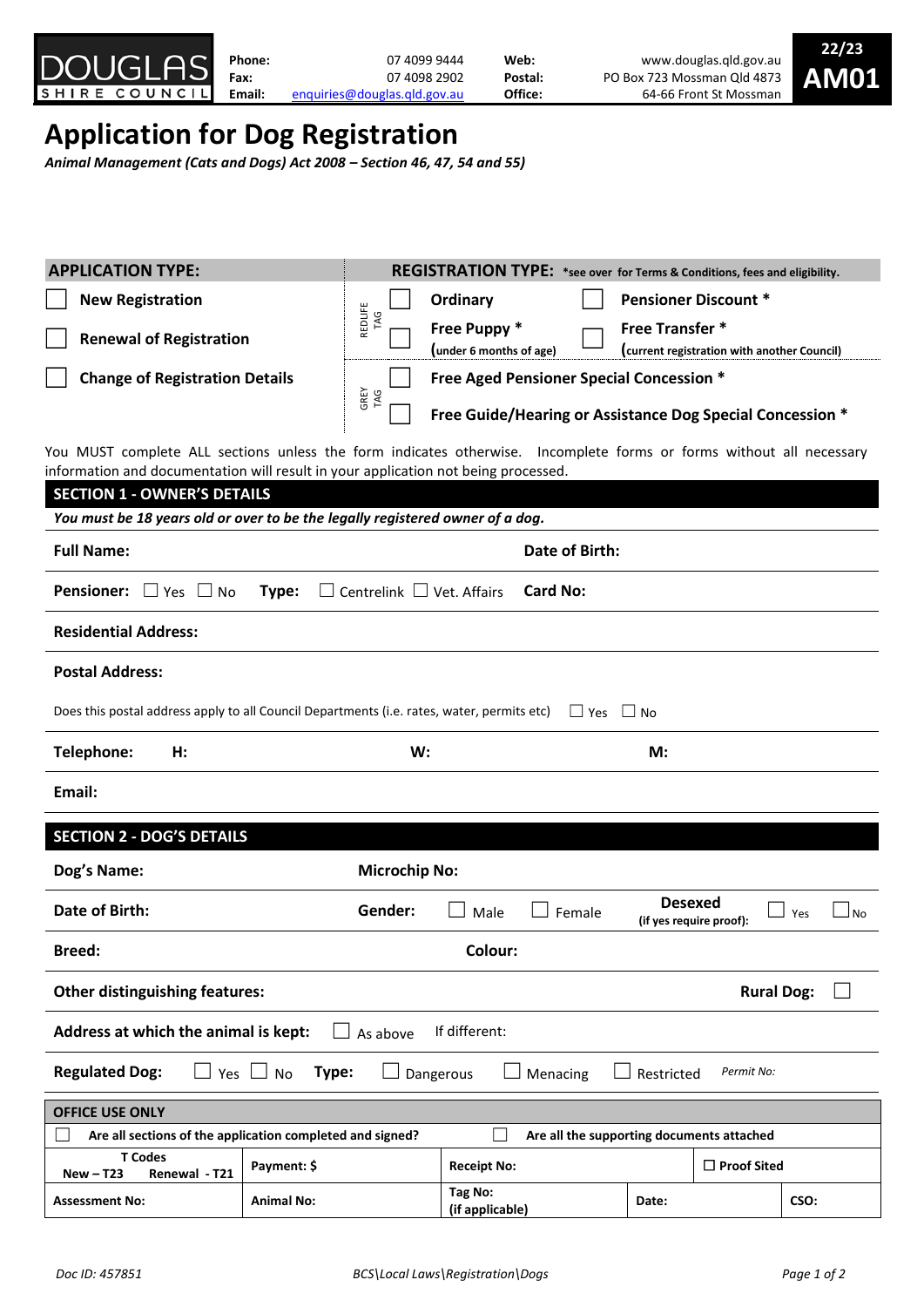DOUGLAS SHIRE COUNCIL

| | | | |
|---|---|---|---|
| **Phone:** | 07 4099 9444 | **Web:** | www.douglas.qld.gov.au |
| **Fax:** | 07 4098 2902 | **Postal:** | PO Box 723 Mossman Qld 4873 |
| **Email:** | enquiries@douglas.qld.gov.au | **Office:** | 64-66 Front St Mossman |

**22/23 AM01**

# Application for Dog Registration

***Animal Management (Cats and Dogs) Act 2008 – Section 46, 47, 54 and 55)***

| **APPLICATION TYPE:** | | **REGISTRATION TYPE:** *see over for Terms & Conditions, fees and eligibility. | |
|---|---|---|---|
| ☐ **New Registration** | REDLIFE TAG | ☐ **Ordinary** | ☐ **Pensioner Discount** * |
| ☐ **Renewal of Registration** | | ☐ **Free Puppy** * (under 6 months of age) | ☐ **Free Transfer** * (current registration with another Council) |
| ☐ **Change of Registration Details** | GREY TAG | ☐ **Free Aged Pensioner Special Concession** * | |
| | | ☐ **Free Guide/Hearing or Assistance Dog Special Concession** * | |

You MUST complete ALL sections unless the form indicates otherwise. Incomplete forms or forms without all necessary information and documentation will result in your application not being processed.

## SECTION 1 - OWNER'S DETAILS

***You must be 18 years old or over to be the legally registered owner of a dog.***

**Full Name:** &nbsp;&nbsp;&nbsp;&nbsp; **Date of Birth:**

**Pensioner:** ☐ Yes ☐ No &nbsp;&nbsp; **Type:** ☐ Centrelink ☐ Vet. Affairs &nbsp;&nbsp; **Card No:**

**Residential Address:**

**Postal Address:**

Does this postal address apply to all Council Departments (i.e. rates, water, permits etc) ☐ Yes ☐ No

**Telephone: H:** &nbsp;&nbsp;&nbsp;&nbsp; **W:** &nbsp;&nbsp;&nbsp;&nbsp; **M:**

**Email:**

## SECTION 2 - DOG'S DETAILS

**Dog's Name:** &nbsp;&nbsp;&nbsp;&nbsp; **Microchip No:**

**Date of Birth:** &nbsp;&nbsp;&nbsp;&nbsp; **Gender:** ☐ Male ☐ Female &nbsp;&nbsp; **Desexed** (if yes require proof): ☐ Yes ☐ No

**Breed:** &nbsp;&nbsp;&nbsp;&nbsp; **Colour:**

**Other distinguishing features:** &nbsp;&nbsp;&nbsp;&nbsp; **Rural Dog:** ☐

**Address at which the animal is kept:** ☐ As above &nbsp;&nbsp; If different:

**Regulated Dog:** ☐ Yes ☐ No &nbsp;&nbsp; **Type:** ☐ Dangerous ☐ Menacing ☐ Restricted &nbsp;&nbsp; *Permit No:*

| **OFFICE USE ONLY** | | | | | |
|---|---|---|---|---|---|
| ☐ **Are all sections of the application completed and signed?** | | ☐ **Are all the supporting documents attached** | | | |
| **T Codes** New – T23 Renewal - T21 | **Payment: $** | **Receipt No:** | | ☐ **Proof Sited** | |
| **Assessment No:** | **Animal No:** | **Tag No:** (if applicable) | **Date:** | | **CSO:** |

*Doc ID: 457851* &nbsp;&nbsp;&nbsp;&nbsp; *BCS\Local Laws\Registration\Dogs*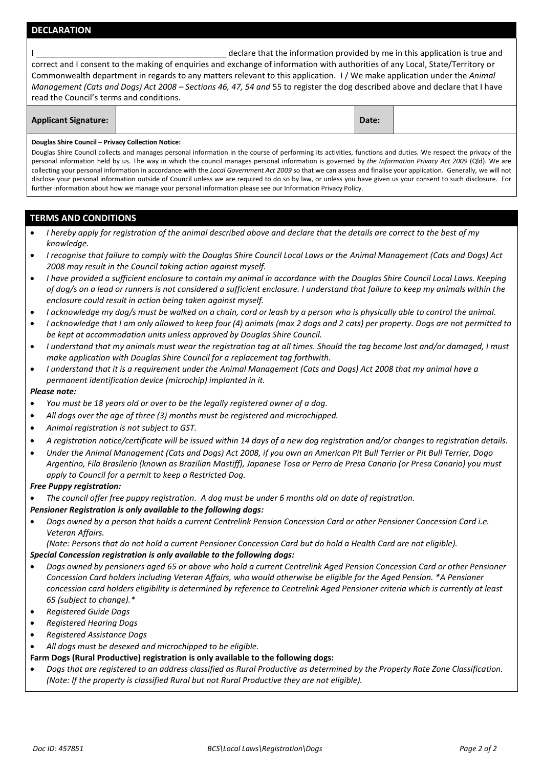## DECLARATION

I ________________________________________ declare that the information provided by me in this application is true and correct and I consent to the making of enquiries and exchange of information with authorities of any Local, State/Territory or Commonwealth department in regards to any matters relevant to this application. I / We make application under the *Animal Management (Cats and Dogs) Act 2008 – Sections 46, 47, 54 and* 55 to register the dog described above and declare that I have read the Council's terms and conditions.

| **Applicant Signature:** | | **Date:** | |
|---|---|---|---|

**Douglas Shire Council – Privacy Collection Notice:**

Douglas Shire Council collects and manages personal information in the course of performing its activities, functions and duties. We respect the privacy of the personal information held by us. The way in which the council manages personal information is governed by *the Information Privacy Act 2009* (Qld). We are collecting your personal information in accordance with the *Local Government Act 2009* so that we can assess and finalise your application. Generally, we will not disclose your personal information outside of Council unless we are required to do so by law, or unless you have given us your consent to such disclosure. For further information about how we manage your personal information please see our Information Privacy Policy.

## TERMS AND CONDITIONS

- *I hereby apply for registration of the animal described above and declare that the details are correct to the best of my knowledge.*
- *I recognise that failure to comply with the Douglas Shire Council Local Laws or the Animal Management (Cats and Dogs) Act 2008 may result in the Council taking action against myself.*
- *I have provided a sufficient enclosure to contain my animal in accordance with the Douglas Shire Council Local Laws. Keeping of dog/s on a lead or runners is not considered a sufficient enclosure. I understand that failure to keep my animals within the enclosure could result in action being taken against myself.*
- *I acknowledge my dog/s must be walked on a chain, cord or leash by a person who is physically able to control the animal.*
- *I acknowledge that I am only allowed to keep four (4) animals (max 2 dogs and 2 cats) per property. Dogs are not permitted to be kept at accommodation units unless approved by Douglas Shire Council.*
- *I understand that my animals must wear the registration tag at all times. Should the tag become lost and/or damaged, I must make application with Douglas Shire Council for a replacement tag forthwith.*
- *I understand that it is a requirement under the Animal Management (Cats and Dogs) Act 2008 that my animal have a permanent identification device (microchip) implanted in it.*

***Please note:***

- *You must be 18 years old or over to be the legally registered owner of a dog.*
- *All dogs over the age of three (3) months must be registered and microchipped.*
- *Animal registration is not subject to GST.*
- *A registration notice/certificate will be issued within 14 days of a new dog registration and/or changes to registration details.*
- *Under the Animal Management (Cats and Dogs) Act 2008, if you own an American Pit Bull Terrier or Pit Bull Terrier, Dogo Argentino, Fila Brasilerio (known as Brazilian Mastiff), Japanese Tosa or Perro de Presa Canario (or Presa Canario) you must apply to Council for a permit to keep a Restricted Dog.*

***Free Puppy registration:***

- *The council offer free puppy registration. A dog must be under 6 months old on date of registration.*

***Pensioner Registration is only available to the following dogs:***

- *Dogs owned by a person that holds a current Centrelink Pension Concession Card or other Pensioner Concession Card i.e. Veteran Affairs.*
  *(Note: Persons that do not hold a current Pensioner Concession Card but do hold a Health Card are not eligible).*

***Special Concession registration is only available to the following dogs:***

- *Dogs owned by pensioners aged 65 or above who hold a current Centrelink Aged Pension Concession Card or other Pensioner Concession Card holders including Veteran Affairs, who would otherwise be eligible for the Aged Pension. *A Pensioner concession card holders eligibility is determined by reference to Centrelink Aged Pensioner criteria which is currently at least 65 (subject to change).**
- *Registered Guide Dogs*
- *Registered Hearing Dogs*
- *Registered Assistance Dogs*
- *All dogs must be desexed and microchipped to be eligible.*

**Farm Dogs (Rural Productive) registration is only available to the following dogs:**

- *Dogs that are registered to an address classified as Rural Productive as determined by the Property Rate Zone Classification. (Note: If the property is classified Rural but not Rural Productive they are not eligible).*

*Doc ID: 457851* *BCS\Local Laws\Registration\Dogs*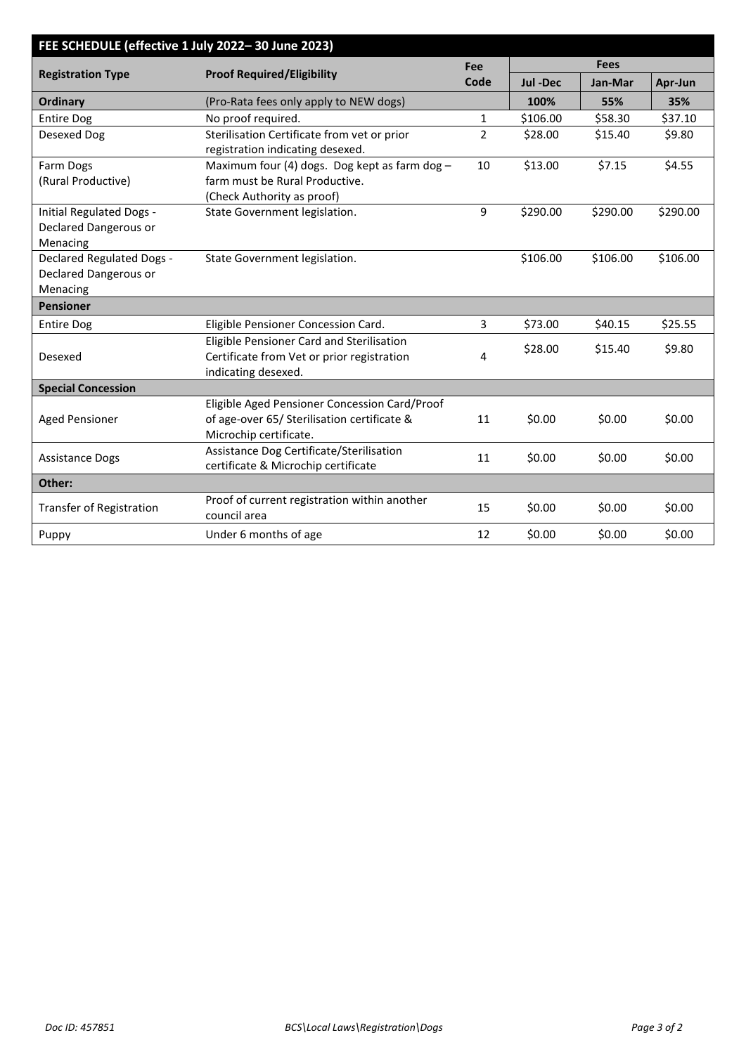| FEE SCHEDULE (effective 1 July 2022– 30 June 2023) | | | | | |
|---|---|---|---|---|---|
| **Registration Type** | **Proof Required/Eligibility** | **Fee Code** | **Fees** | | |
| | | | **Jul -Dec** | **Jan-Mar** | **Apr-Jun** |
| **Ordinary** | (Pro-Rata fees only apply to NEW dogs) | | **100%** | **55%** | **35%** |
| Entire Dog | No proof required. | 1 | \$106.00 | \$58.30 | \$37.10 |
| Desexed Dog | Sterilisation Certificate from vet or prior registration indicating desexed. | 2 | \$28.00 | \$15.40 | \$9.80 |
| Farm Dogs (Rural Productive) | Maximum four (4) dogs. Dog kept as farm dog – farm must be Rural Productive. (Check Authority as proof) | 10 | \$13.00 | \$7.15 | \$4.55 |
| Initial Regulated Dogs - Declared Dangerous or Menacing | State Government legislation. | 9 | \$290.00 | \$290.00 | \$290.00 |
| Declared Regulated Dogs - Declared Dangerous or Menacing | State Government legislation. | | \$106.00 | \$106.00 | \$106.00 |
| **Pensioner** | | | | | |
| Entire Dog | Eligible Pensioner Concession Card. | 3 | \$73.00 | \$40.15 | \$25.55 |
| Desexed | Eligible Pensioner Card and Sterilisation Certificate from Vet or prior registration indicating desexed. | 4 | \$28.00 | \$15.40 | \$9.80 |
| **Special Concession** | | | | | |
| Aged Pensioner | Eligible Aged Pensioner Concession Card/Proof of age-over 65/ Sterilisation certificate & Microchip certificate. | 11 | \$0.00 | \$0.00 | \$0.00 |
| Assistance Dogs | Assistance Dog Certificate/Sterilisation certificate & Microchip certificate | 11 | \$0.00 | \$0.00 | \$0.00 |
| **Other:** | | | | | |
| Transfer of Registration | Proof of current registration within another council area | 15 | \$0.00 | \$0.00 | \$0.00 |
| Puppy | Under 6 months of age | 12 | \$0.00 | \$0.00 | \$0.00 |